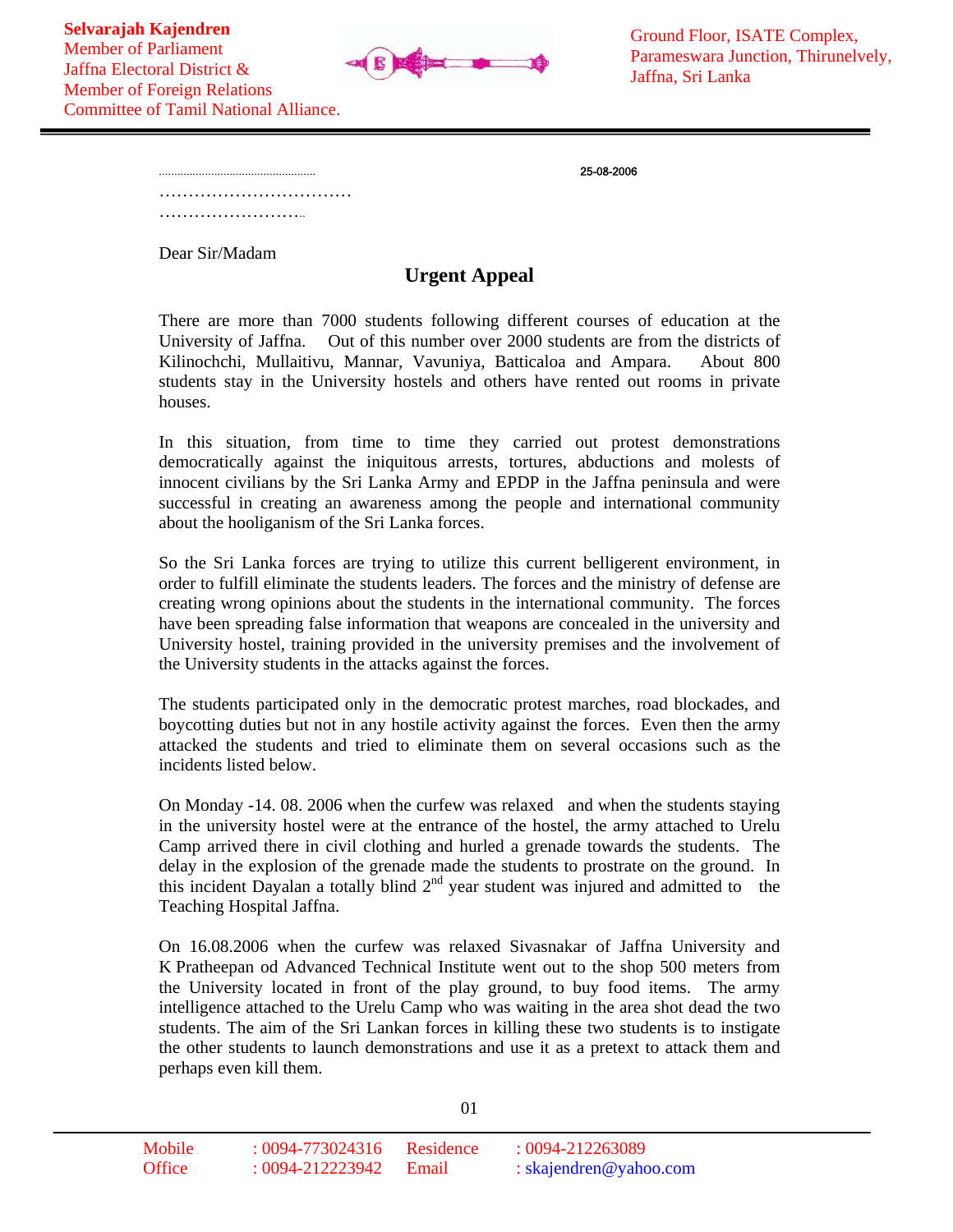**Selvarajah Kajendren**
Member of Parliament
Jaffna Electoral District &
Member of Foreign Relations
Committee of Tamil National Alliance.

Ground Floor, ISATE Complex,
Parameswara Junction, Thirunelvely,
Jaffna, Sri Lanka

…………………………………………… 25-08-2006

……………………………

……………………..

Dear Sir/Madam

## Urgent Appeal

There are more than 7000 students following different courses of education at the University of Jaffna. Out of this number over 2000 students are from the districts of Kilinochchi, Mullaitivu, Mannar, Vavuniya, Batticaloa and Ampara. About 800 students stay in the University hostels and others have rented out rooms in private houses.

In this situation, from time to time they carried out protest demonstrations democratically against the iniquitous arrests, tortures, abductions and molests of innocent civilians by the Sri Lanka Army and EPDP in the Jaffna peninsula and were successful in creating an awareness among the people and international community about the hooliganism of the Sri Lanka forces.

So the Sri Lanka forces are trying to utilize this current belligerent environment, in order to fulfill eliminate the students leaders. The forces and the ministry of defense are creating wrong opinions about the students in the international community. The forces have been spreading false information that weapons are concealed in the university and University hostel, training provided in the university premises and the involvement of the University students in the attacks against the forces.

The students participated only in the democratic protest marches, road blockades, and boycotting duties but not in any hostile activity against the forces. Even then the army attacked the students and tried to eliminate them on several occasions such as the incidents listed below.

On Monday -14. 08. 2006 when the curfew was relaxed and when the students staying in the university hostel were at the entrance of the hostel, the army attached to Urelu Camp arrived there in civil clothing and hurled a grenade towards the students. The delay in the explosion of the grenade made the students to prostrate on the ground. In this incident Dayalan a totally blind 2nd year student was injured and admitted to the Teaching Hospital Jaffna.

On 16.08.2006 when the curfew was relaxed Sivasnakar of Jaffna University and K Pratheepan od Advanced Technical Institute went out to the shop 500 meters from the University located in front of the play ground, to buy food items. The army intelligence attached to the Urelu Camp who was waiting in the area shot dead the two students. The aim of the Sri Lankan forces in killing these two students is to instigate the other students to launch demonstrations and use it as a pretext to attack them and perhaps even kill them.

Mobile : 0094-773024316 Residence : 0094-212263089
Office : 0094-212223942 Email : skajendren@yahoo.com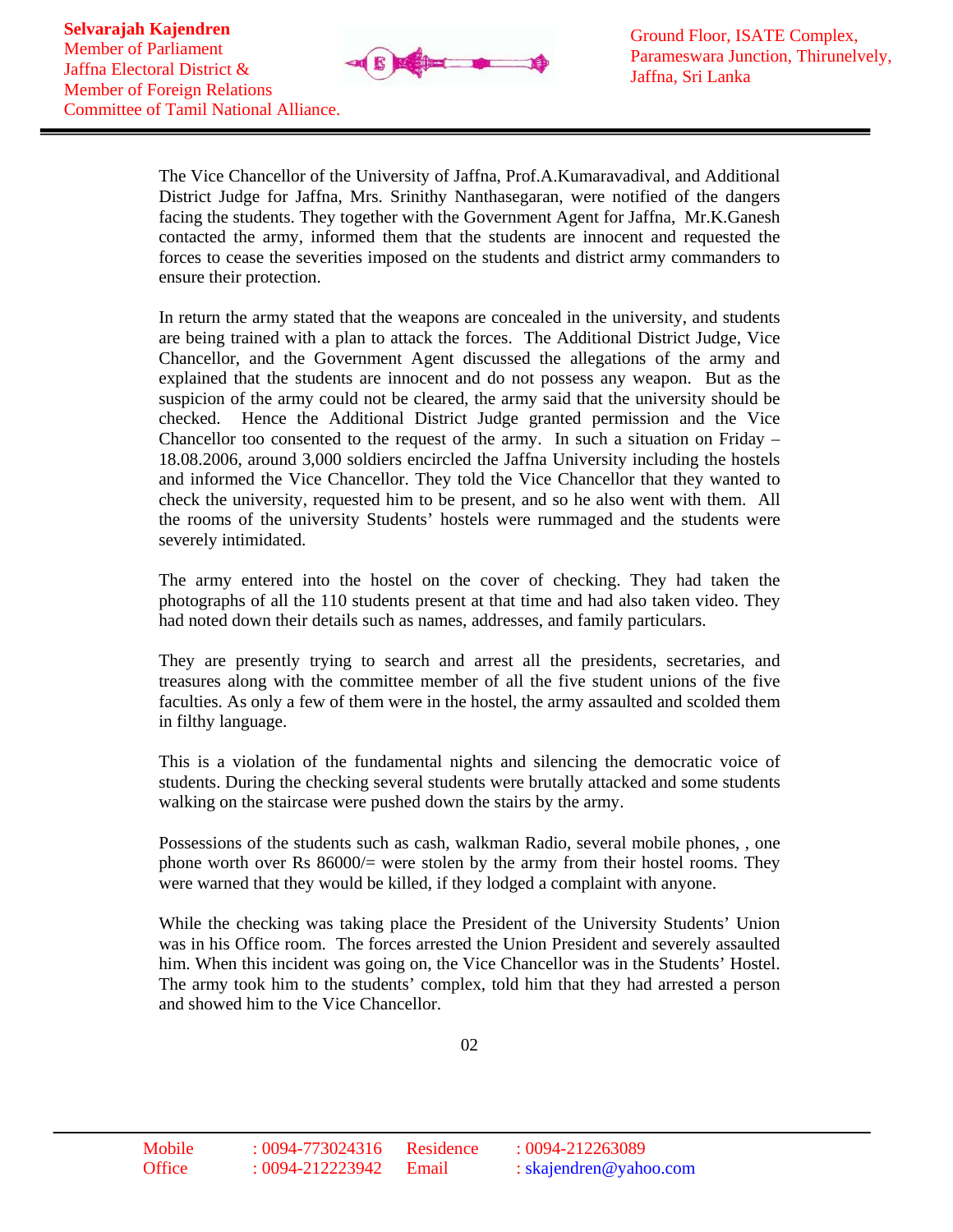The Vice Chancellor of the University of Jaffna, Prof.A.Kumaravadival, and Additional District Judge for Jaffna, Mrs. Srinithy Nanthasegaran, were notified of the dangers facing the students. They together with the Government Agent for Jaffna, Mr.K.Ganesh contacted the army, informed them that the students are innocent and requested the forces to cease the severities imposed on the students and district army commanders to ensure their protection.

In return the army stated that the weapons are concealed in the university, and students are being trained with a plan to attack the forces. The Additional District Judge, Vice Chancellor, and the Government Agent discussed the allegations of the army and explained that the students are innocent and do not possess any weapon. But as the suspicion of the army could not be cleared, the army said that the university should be checked. Hence the Additional District Judge granted permission and the Vice Chancellor too consented to the request of the army. In such a situation on Friday – 18.08.2006, around 3,000 soldiers encircled the Jaffna University including the hostels and informed the Vice Chancellor. They told the Vice Chancellor that they wanted to check the university, requested him to be present, and so he also went with them. All the rooms of the university Students' hostels were rummaged and the students were severely intimidated.

The army entered into the hostel on the cover of checking. They had taken the photographs of all the 110 students present at that time and had also taken video. They had noted down their details such as names, addresses, and family particulars.

They are presently trying to search and arrest all the presidents, secretaries, and treasures along with the committee member of all the five student unions of the five faculties. As only a few of them were in the hostel, the army assaulted and scolded them in filthy language.

This is a violation of the fundamental nights and silencing the democratic voice of students. During the checking several students were brutally attacked and some students walking on the staircase were pushed down the stairs by the army.

Possessions of the students such as cash, walkman Radio, several mobile phones, , one phone worth over Rs 86000/= were stolen by the army from their hostel rooms. They were warned that they would be killed, if they lodged a complaint with anyone.

While the checking was taking place the President of the University Students' Union was in his Office room. The forces arrested the Union President and severely assaulted him. When this incident was going on, the Vice Chancellor was in the Students' Hostel. The army took him to the students' complex, told him that they had arrested a person and showed him to the Vice Chancellor.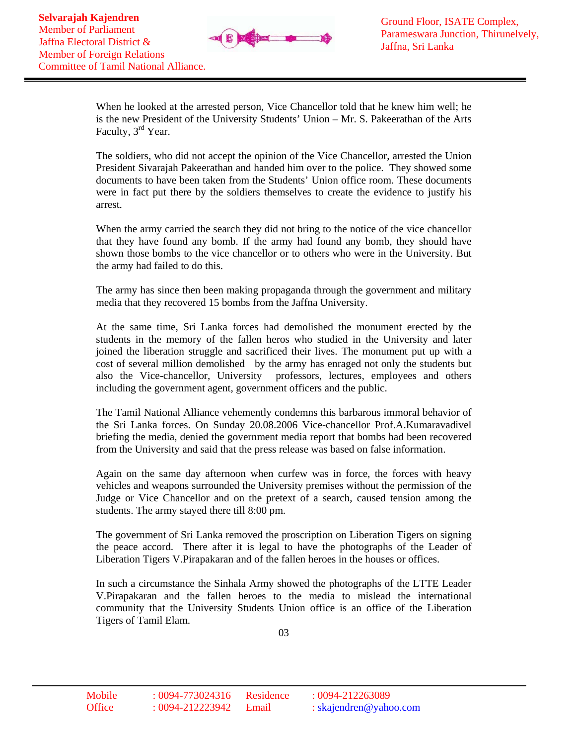When he looked at the arrested person, Vice Chancellor told that he knew him well; he is the new President of the University Students' Union – Mr. S. Pakeerathan of the Arts Faculty, 3rd Year.

The soldiers, who did not accept the opinion of the Vice Chancellor, arrested the Union President Sivarajah Pakeerathan and handed him over to the police. They showed some documents to have been taken from the Students' Union office room. These documents were in fact put there by the soldiers themselves to create the evidence to justify his arrest.

When the army carried the search they did not bring to the notice of the vice chancellor that they have found any bomb. If the army had found any bomb, they should have shown those bombs to the vice chancellor or to others who were in the University. But the army had failed to do this.

The army has since then been making propaganda through the government and military media that they recovered 15 bombs from the Jaffna University.

At the same time, Sri Lanka forces had demolished the monument erected by the students in the memory of the fallen heros who studied in the University and later joined the liberation struggle and sacrificed their lives. The monument put up with a cost of several million demolished by the army has enraged not only the students but also the Vice-chancellor, University professors, lectures, employees and others including the government agent, government officers and the public.

The Tamil National Alliance vehemently condemns this barbarous immoral behavior of the Sri Lanka forces. On Sunday 20.08.2006 Vice-chancellor Prof.A.Kumaravadivel briefing the media, denied the government media report that bombs had been recovered from the University and said that the press release was based on false information.

Again on the same day afternoon when curfew was in force, the forces with heavy vehicles and weapons surrounded the University premises without the permission of the Judge or Vice Chancellor and on the pretext of a search, caused tension among the students. The army stayed there till 8:00 pm.

The government of Sri Lanka removed the proscription on Liberation Tigers on signing the peace accord. There after it is legal to have the photographs of the Leader of Liberation Tigers V.Pirapakaran and of the fallen heroes in the houses or offices.

In such a circumstance the Sinhala Army showed the photographs of the LTTE Leader V.Pirapakaran and the fallen heroes to the media to mislead the international community that the University Students Union office is an office of the Liberation Tigers of Tamil Elam.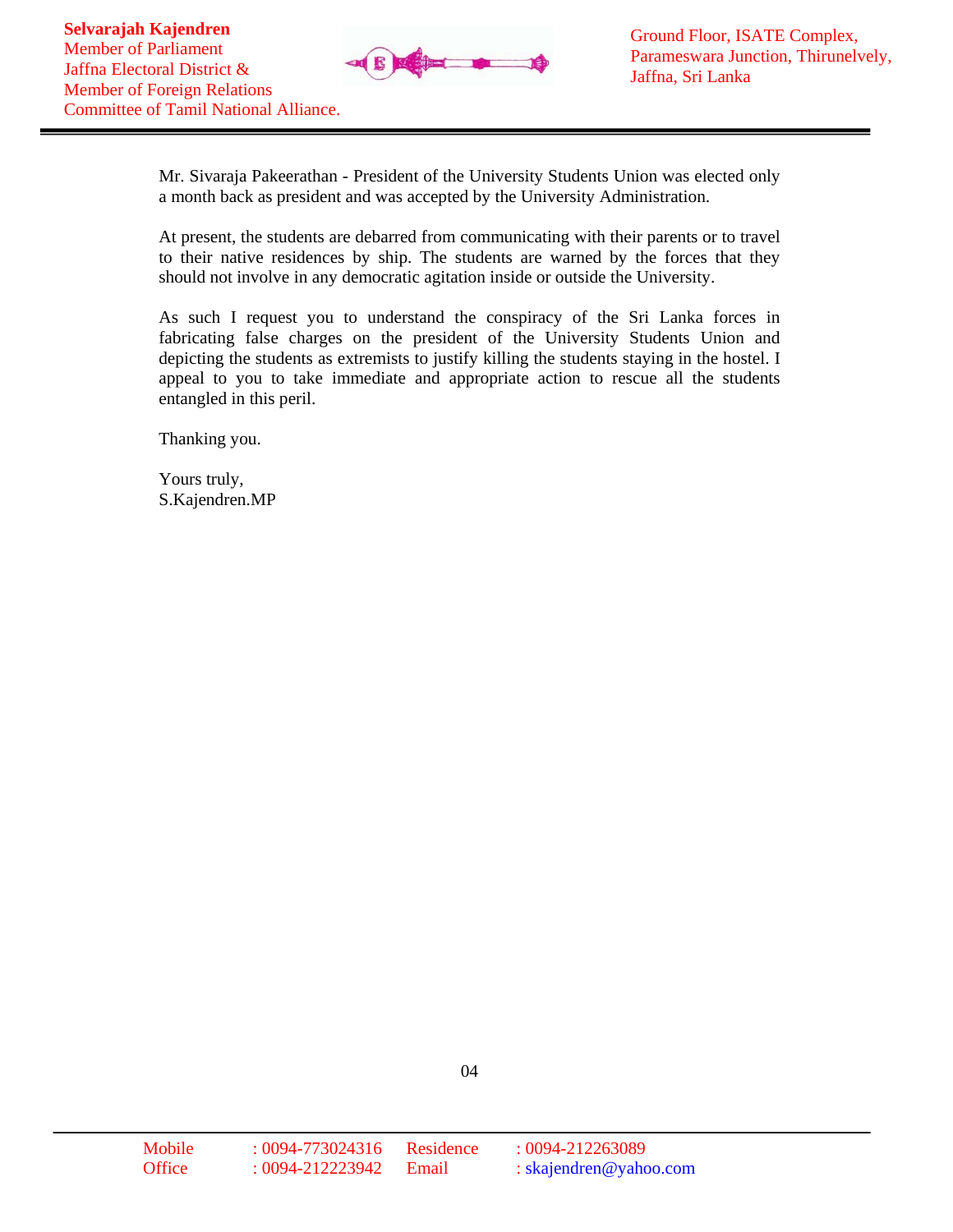Mr. Sivaraja Pakeerathan - President of the University Students Union was elected only a month back as president and was accepted by the University Administration.

At present, the students are debarred from communicating with their parents or to travel to their native residences by ship. The students are warned by the forces that they should not involve in any democratic agitation inside or outside the University.

As such I request you to understand the conspiracy of the Sri Lanka forces in fabricating false charges on the president of the University Students Union and depicting the students as extremists to justify killing the students staying in the hostel. I appeal to you to take immediate and appropriate action to rescue all the students entangled in this peril.

Thanking you.

Yours truly,
S.Kajendren.MP